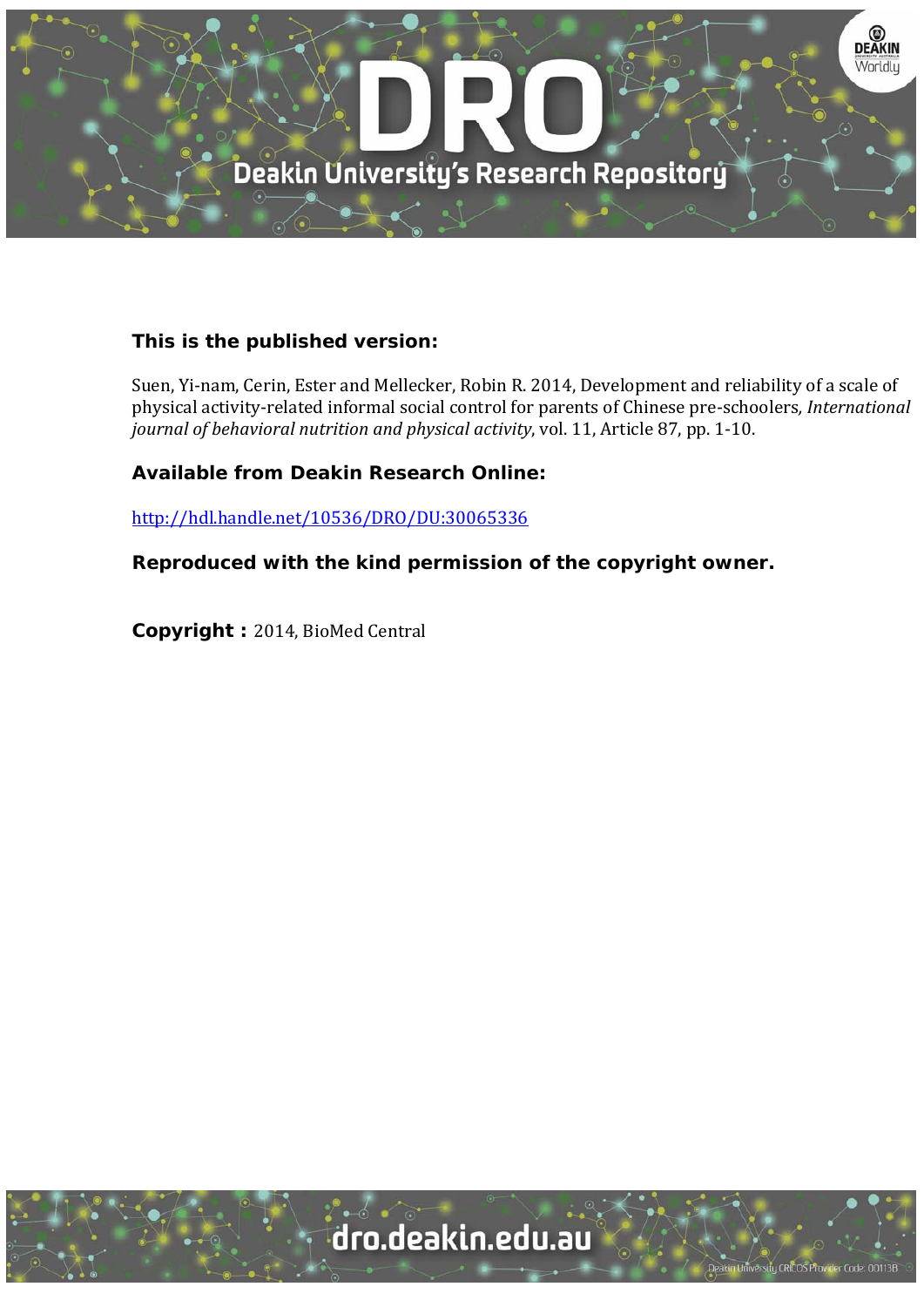**This is the published version:**

Suen, Yi-nam, Cerin, Ester and Mellecker, Robin R. 2014, Development and reliability of a scale of physical activity-related informal social control for parents of Chinese pre-schoolers*, International journal of behavioral nutrition and physical activity*, vol. 11, Article 87, pp. 1-10.

**Available from Deakin Research Online:**

http://hdl.handle.net/10536/DRO/DU:30065336

**Reproduced with the kind permission of the copyright owner.**

**Copyright :** 2014, BioMed Central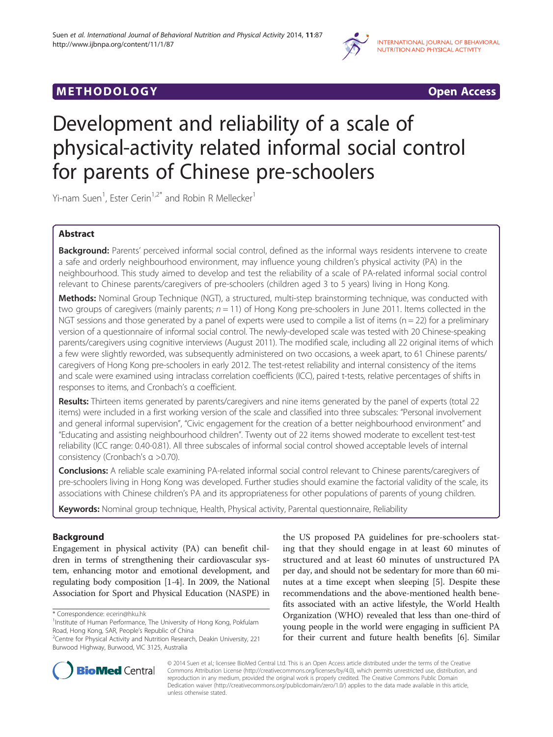# METHODOLOGY

# Development and reliability of a scale of physical-activity related informal social control for parents of Chinese pre-schoolers

Yi-nam Suen[1], Ester Cerin[1,2*] and Robin R Mellecker[1]

## Abstract

**Background:** Parents' perceived informal social control, defined as the informal ways residents intervene to create a safe and orderly neighbourhood environment, may influence young children's physical activity (PA) in the neighbourhood. This study aimed to develop and test the reliability of a scale of PA-related informal social control relevant to Chinese parents/caregivers of pre-schoolers (children aged 3 to 5 years) living in Hong Kong.

**Methods:** Nominal Group Technique (NGT), a structured, multi-step brainstorming technique, was conducted with two groups of caregivers (mainly parents; *n* = 11) of Hong Kong pre-schoolers in June 2011. Items collected in the NGT sessions and those generated by a panel of experts were used to compile a list of items (n = 22) for a preliminary version of a questionnaire of informal social control. The newly-developed scale was tested with 20 Chinese-speaking parents/caregivers using cognitive interviews (August 2011). The modified scale, including all 22 original items of which a few were slightly reworded, was subsequently administered on two occasions, a week apart, to 61 Chinese parents/caregivers of Hong Kong pre-schoolers in early 2012. The test-retest reliability and internal consistency of the items and scale were examined using intraclass correlation coefficients (ICC), paired t-tests, relative percentages of shifts in responses to items, and Cronbach's α coefficient.

**Results:** Thirteen items generated by parents/caregivers and nine items generated by the panel of experts (total 22 items) were included in a first working version of the scale and classified into three subscales: "Personal involvement and general informal supervision", "Civic engagement for the creation of a better neighbourhood environment" and "Educating and assisting neighbourhood children". Twenty out of 22 items showed moderate to excellent test-test reliability (ICC range: 0.40-0.81). All three subscales of informal social control showed acceptable levels of internal consistency (Cronbach's α >0.70).

**Conclusions:** A reliable scale examining PA-related informal social control relevant to Chinese parents/caregivers of pre-schoolers living in Hong Kong was developed. Further studies should examine the factorial validity of the scale, its associations with Chinese children's PA and its appropriateness for other populations of parents of young children.

**Keywords:** Nominal group technique, Health, Physical activity, Parental questionnaire, Reliability

## Background

Engagement in physical activity (PA) can benefit children in terms of strengthening their cardiovascular system, enhancing motor and emotional development, and regulating body composition [1-4]. In 2009, the National Association for Sport and Physical Education (NASPE) in the US proposed PA guidelines for pre-schoolers stating that they should engage in at least 60 minutes of structured and at least 60 minutes of unstructured PA per day, and should not be sedentary for more than 60 minutes at a time except when sleeping [5]. Despite these recommendations and the above-mentioned health benefits associated with an active lifestyle, the World Health Organization (WHO) revealed that less than one-third of young people in the world were engaging in sufficient PA for their current and future health benefits [6]. Similar

\* Correspondence: ecerin@hku.hk
[1]Institute of Human Performance, The University of Hong Kong, Pokfulam Road, Hong Kong, SAR, People's Republic of China
[2]Centre for Physical Activity and Nutrition Research, Deakin University, 221 Burwood Highway, Burwood, VIC 3125, Australia

© 2014 Suen et al.; licensee BioMed Central Ltd. This is an Open Access article distributed under the terms of the Creative Commons Attribution License (http://creativecommons.org/licenses/by/4.0), which permits unrestricted use, distribution, and reproduction in any medium, provided the original work is properly credited. The Creative Commons Public Domain Dedication waiver (http://creativecommons.org/publicdomain/zero/1.0/) applies to the data made available in this article, unless otherwise stated.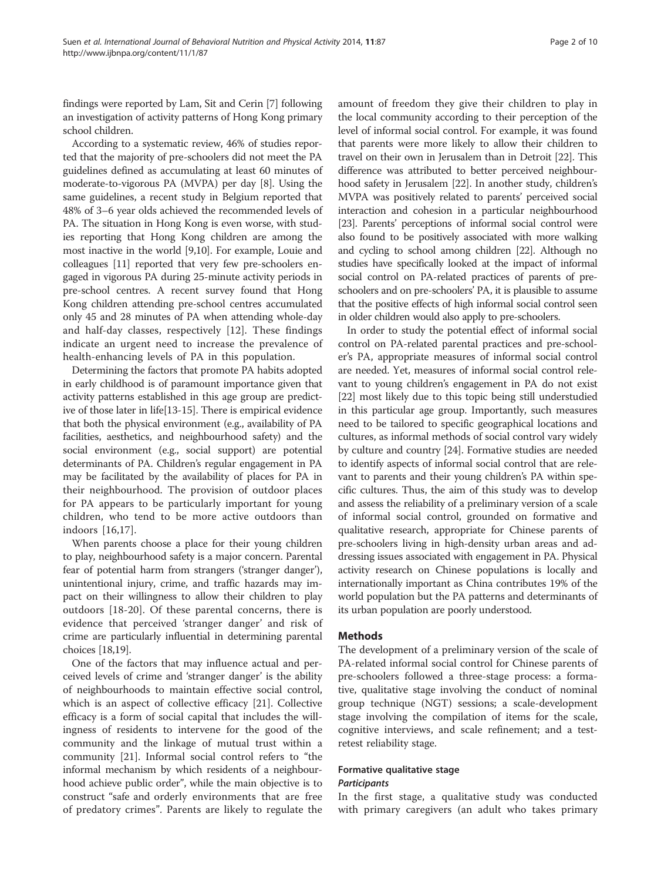findings were reported by Lam, Sit and Cerin [7] following an investigation of activity patterns of Hong Kong primary school children.

According to a systematic review, 46% of studies reported that the majority of pre-schoolers did not meet the PA guidelines defined as accumulating at least 60 minutes of moderate-to-vigorous PA (MVPA) per day [8]. Using the same guidelines, a recent study in Belgium reported that 48% of 3–6 year olds achieved the recommended levels of PA. The situation in Hong Kong is even worse, with studies reporting that Hong Kong children are among the most inactive in the world [9,10]. For example, Louie and colleagues [11] reported that very few pre-schoolers engaged in vigorous PA during 25-minute activity periods in pre-school centres. A recent survey found that Hong Kong children attending pre-school centres accumulated only 45 and 28 minutes of PA when attending whole-day and half-day classes, respectively [12]. These findings indicate an urgent need to increase the prevalence of health-enhancing levels of PA in this population.

Determining the factors that promote PA habits adopted in early childhood is of paramount importance given that activity patterns established in this age group are predictive of those later in life[13-15]. There is empirical evidence that both the physical environment (e.g., availability of PA facilities, aesthetics, and neighbourhood safety) and the social environment (e.g., social support) are potential determinants of PA. Children's regular engagement in PA may be facilitated by the availability of places for PA in their neighbourhood. The provision of outdoor places for PA appears to be particularly important for young children, who tend to be more active outdoors than indoors [16,17].

When parents choose a place for their young children to play, neighbourhood safety is a major concern. Parental fear of potential harm from strangers ('stranger danger'), unintentional injury, crime, and traffic hazards may impact on their willingness to allow their children to play outdoors [18-20]. Of these parental concerns, there is evidence that perceived 'stranger danger' and risk of crime are particularly influential in determining parental choices [18,19].

One of the factors that may influence actual and perceived levels of crime and 'stranger danger' is the ability of neighbourhoods to maintain effective social control, which is an aspect of collective efficacy [21]. Collective efficacy is a form of social capital that includes the willingness of residents to intervene for the good of the community and the linkage of mutual trust within a community [21]. Informal social control refers to "the informal mechanism by which residents of a neighbourhood achieve public order", while the main objective is to construct "safe and orderly environments that are free of predatory crimes". Parents are likely to regulate the amount of freedom they give their children to play in the local community according to their perception of the level of informal social control. For example, it was found that parents were more likely to allow their children to travel on their own in Jerusalem than in Detroit [22]. This difference was attributed to better perceived neighbourhood safety in Jerusalem [22]. In another study, children's MVPA was positively related to parents' perceived social interaction and cohesion in a particular neighbourhood [23]. Parents' perceptions of informal social control were also found to be positively associated with more walking and cycling to school among children [22]. Although no studies have specifically looked at the impact of informal social control on PA-related practices of parents of pre-schoolers and on pre-schoolers' PA, it is plausible to assume that the positive effects of high informal social control seen in older children would also apply to pre-schoolers.

In order to study the potential effect of informal social control on PA-related parental practices and pre-schooler's PA, appropriate measures of informal social control are needed. Yet, measures of informal social control relevant to young children's engagement in PA do not exist [22] most likely due to this topic being still understudied in this particular age group. Importantly, such measures need to be tailored to specific geographical locations and cultures, as informal methods of social control vary widely by culture and country [24]. Formative studies are needed to identify aspects of informal social control that are relevant to parents and their young children's PA within specific cultures. Thus, the aim of this study was to develop and assess the reliability of a preliminary version of a scale of informal social control, grounded on formative and qualitative research, appropriate for Chinese parents of pre-schoolers living in high-density urban areas and addressing issues associated with engagement in PA. Physical activity research on Chinese populations is locally and internationally important as China contributes 19% of the world population but the PA patterns and determinants of its urban population are poorly understood.

## Methods

The development of a preliminary version of the scale of PA-related informal social control for Chinese parents of pre-schoolers followed a three-stage process: a formative, qualitative stage involving the conduct of nominal group technique (NGT) sessions; a scale-development stage involving the compilation of items for the scale, cognitive interviews, and scale refinement; and a test-retest reliability stage.

### Formative qualitative stage

#### *Participants*

In the first stage, a qualitative study was conducted with primary caregivers (an adult who takes primary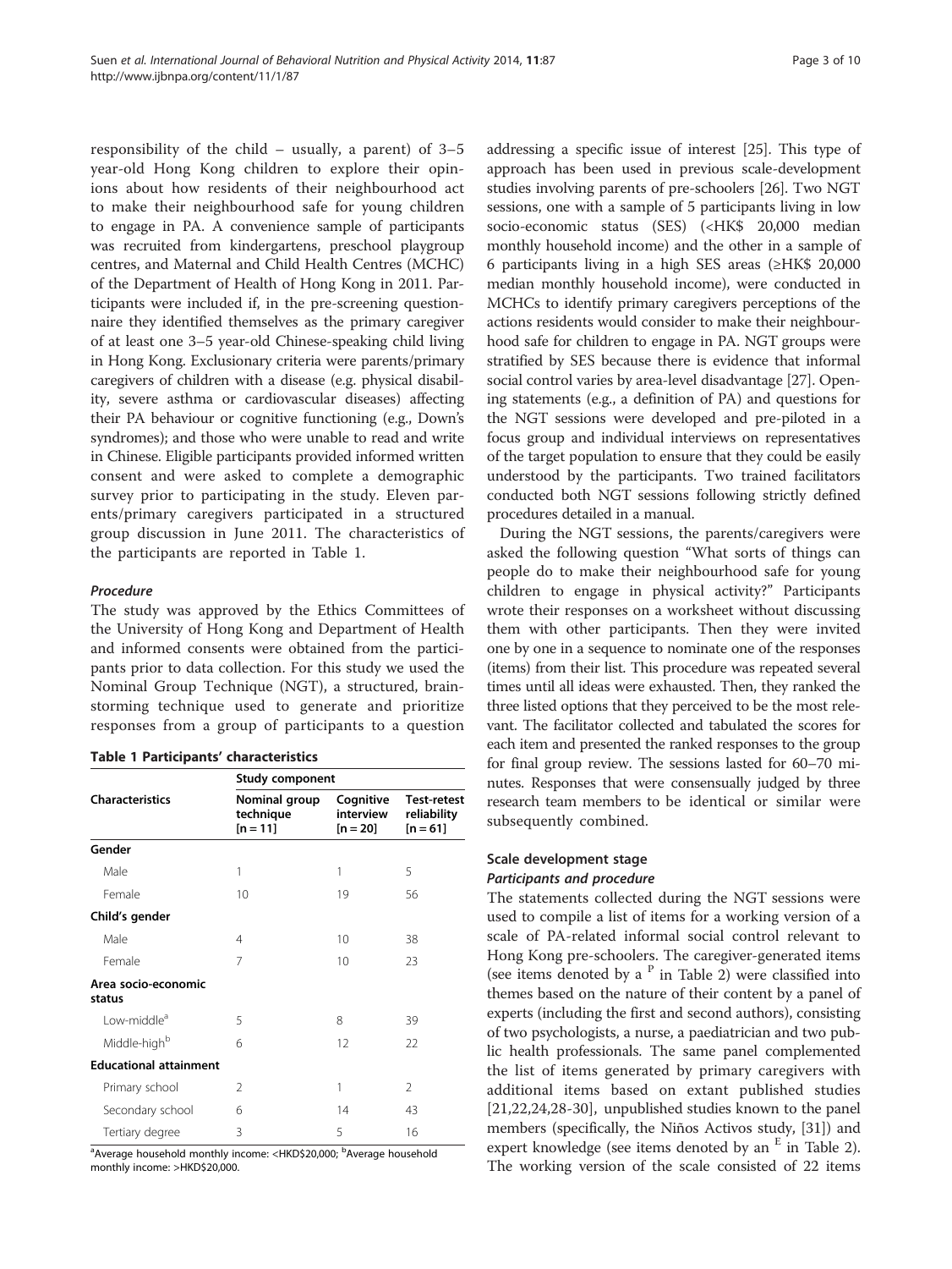responsibility of the child – usually, a parent) of 3–5 year-old Hong Kong children to explore their opinions about how residents of their neighbourhood act to make their neighbourhood safe for young children to engage in PA. A convenience sample of participants was recruited from kindergartens, preschool playgroup centres, and Maternal and Child Health Centres (MCHC) of the Department of Health of Hong Kong in 2011. Participants were included if, in the pre-screening questionnaire they identified themselves as the primary caregiver of at least one 3–5 year-old Chinese-speaking child living in Hong Kong. Exclusionary criteria were parents/primary caregivers of children with a disease (e.g. physical disability, severe asthma or cardiovascular diseases) affecting their PA behaviour or cognitive functioning (e.g., Down's syndromes); and those who were unable to read and write in Chinese. Eligible participants provided informed written consent and were asked to complete a demographic survey prior to participating in the study. Eleven parents/primary caregivers participated in a structured group discussion in June 2011. The characteristics of the participants are reported in Table 1.

#### *Procedure*

The study was approved by the Ethics Committees of the University of Hong Kong and Department of Health and informed consents were obtained from the participants prior to data collection. For this study we used the Nominal Group Technique (NGT), a structured, brainstorming technique used to generate and prioritize responses from a group of participants to a question addressing a specific issue of interest [25]. This type of approach has been used in previous scale-development studies involving parents of pre-schoolers [26]. Two NGT sessions, one with a sample of 5 participants living in low socio-economic status (SES) (<HK$ 20,000 median monthly household income) and the other in a sample of 6 participants living in a high SES areas (≥HK$ 20,000 median monthly household income), were conducted in MCHCs to identify primary caregivers perceptions of the actions residents would consider to make their neighbourhood safe for children to engage in PA. NGT groups were stratified by SES because there is evidence that informal social control varies by area-level disadvantage [27]. Opening statements (e.g., a definition of PA) and questions for the NGT sessions were developed and pre-piloted in a focus group and individual interviews on representatives of the target population to ensure that they could be easily understood by the participants. Two trained facilitators conducted both NGT sessions following strictly defined procedures detailed in a manual.

**Table 1 Participants' characteristics**

| Characteristics | Study component | | |
|---|---|---|---|
| | Nominal group technique [n = 11] | Cognitive interview [n = 20] | Test-retest reliability [n = 61] |
| **Gender** | | | |
| Male | 1 | 1 | 5 |
| Female | 10 | 19 | 56 |
| **Child's gender** | | | |
| Male | 4 | 10 | 38 |
| Female | 7 | 10 | 23 |
| **Area socio-economic status** | | | |
| Low-middle[a] | 5 | 8 | 39 |
| Middle-high[b] | 6 | 12 | 22 |
| **Educational attainment** | | | |
| Primary school | 2 | 1 | 2 |
| Secondary school | 6 | 14 | 43 |
| Tertiary degree | 3 | 5 | 16 |

[a]Average household monthly income: <HKD$20,000; [b]Average household monthly income: >HKD$20,000.

During the NGT sessions, the parents/caregivers were asked the following question "What sorts of things can people do to make their neighbourhood safe for young children to engage in physical activity?" Participants wrote their responses on a worksheet without discussing them with other participants. Then they were invited one by one in a sequence to nominate one of the responses (items) from their list. This procedure was repeated several times until all ideas were exhausted. Then, they ranked the three listed options that they perceived to be the most relevant. The facilitator collected and tabulated the scores for each item and presented the ranked responses to the group for final group review. The sessions lasted for 60–70 minutes. Responses that were consensually judged by three research team members to be identical or similar were subsequently combined.

### Scale development stage

#### *Participants and procedure*

The statements collected during the NGT sessions were used to compile a list of items for a working version of a scale of PA-related informal social control relevant to Hong Kong pre-schoolers. The caregiver-generated items (see items denoted by a [P] in Table 2) were classified into themes based on the nature of their content by a panel of experts (including the first and second authors), consisting of two psychologists, a nurse, a paediatrician and two public health professionals. The same panel complemented the list of items generated by primary caregivers with additional items based on extant published studies [21,22,24,28-30], unpublished studies known to the panel members (specifically, the Niños Activos study, [31]) and expert knowledge (see items denoted by an [E] in Table 2). The working version of the scale consisted of 22 items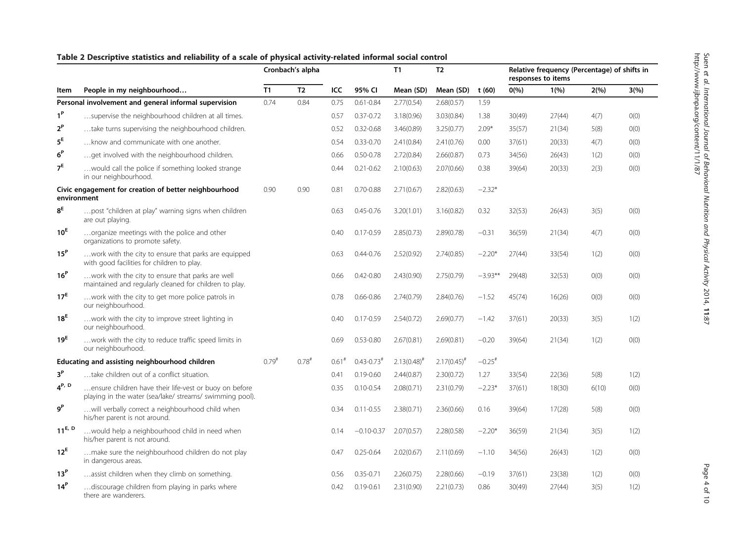**Table 2 Descriptive statistics and reliability of a scale of physical activity-related informal social control**

| Item | People in my neighbourhood… | Cronbach's alpha T1 | Cronbach's alpha T2 | ICC | 95% CI | T1 Mean (SD) | T2 Mean (SD) | t (60) | Relative frequency (Percentage) of shifts in responses to items 0(%) | 1(%) | 2(%) | 3(%) |
|---|---|---|---|---|---|---|---|---|---|---|---|---|
| **Personal involvement and general informal supervision** | | 0.74 | 0.84 | 0.75 | 0.61-0.84 | 2.77(0.54) | 2.68(0.57) | 1.59 | | | | |
| 1[P] | …supervise the neighbourhood children at all times. | | | 0.57 | 0.37-0.72 | 3.18(0.96) | 3.03(0.84) | 1.38 | 30(49) | 27(44) | 4(7) | 0(0) |
| 2[P] | …take turns supervising the neighbourhood children. | | | 0.52 | 0.32-0.68 | 3.46(0.89) | 3.25(0.77) | 2.09* | 35(57) | 21(34) | 5(8) | 0(0) |
| 5[E] | …know and communicate with one another. | | | 0.54 | 0.33-0.70 | 2.41(0.84) | 2.41(0.76) | 0.00 | 37(61) | 20(33) | 4(7) | 0(0) |
| 6[P] | …get involved with the neighbourhood children. | | | 0.66 | 0.50-0.78 | 2.72(0.84) | 2.66(0.87) | 0.73 | 34(56) | 26(43) | 1(2) | 0(0) |
| 7[E] | …would call the police if something looked strange in our neighbourhood. | | | 0.44 | 0.21-0.62 | 2.10(0.63) | 2.07(0.66) | 0.38 | 39(64) | 20(33) | 2(3) | 0(0) |
| **Civic engagement for creation of better neighbourhood environment** | | 0.90 | 0.90 | 0.81 | 0.70-0.88 | 2.71(0.67) | 2.82(0.63) | −2.32* | | | | |
| 8[E] | …post "children at play" warning signs when children are out playing. | | | 0.63 | 0.45-0.76 | 3.20(1.01) | 3.16(0.82) | 0.32 | 32(53) | 26(43) | 3(5) | 0(0) |
| 10[E] | …organize meetings with the police and other organizations to promote safety. | | | 0.40 | 0.17-0.59 | 2.85(0.73) | 2.89(0.78) | −0.31 | 36(59) | 21(34) | 4(7) | 0(0) |
| 15[P] | …work with the city to ensure that parks are equipped with good facilities for children to play. | | | 0.63 | 0.44-0.76 | 2.52(0.92) | 2.74(0.85) | −2.20* | 27(44) | 33(54) | 1(2) | 0(0) |
| 16[P] | …work with the city to ensure that parks are well maintained and regularly cleaned for children to play. | | | 0.66 | 0.42-0.80 | 2.43(0.90) | 2.75(0.79) | −3.93** | 29(48) | 32(53) | 0(0) | 0(0) |
| 17[E] | …work with the city to get more police patrols in our neighbourhood. | | | 0.78 | 0.66-0.86 | 2.74(0.79) | 2.84(0.76) | −1.52 | 45(74) | 16(26) | 0(0) | 0(0) |
| 18[E] | …work with the city to improve street lighting in our neighbourhood. | | | 0.40 | 0.17-0.59 | 2.54(0.72) | 2.69(0.77) | −1.42 | 37(61) | 20(33) | 3(5) | 1(2) |
| 19[E] | …work with the city to reduce traffic speed limits in our neighbourhood. | | | 0.69 | 0.53-0.80 | 2.67(0.81) | 2.69(0.81) | −0.20 | 39(64) | 21(34) | 1(2) | 0(0) |
| **Educating and assisting neighbourhood children** | | 0.79[#] | 0.78[#] | 0.61[#] | 0.43-0.73[#] | 2.13(0.48)[#] | 2.17(0.45)[#] | −0.25[#] | | | | |
| 3[P] | …take children out of a conflict situation. | | | 0.41 | 0.19-0.60 | 2.44(0.87) | 2.30(0.72) | 1.27 | 33(54) | 22(36) | 5(8) | 1(2) |
| 4[P, D] | …ensure children have their life-vest or buoy on before playing in the water (sea/lake/ streams/ swimming pool). | | | 0.35 | 0.10-0.54 | 2.08(0.71) | 2.31(0.79) | −2.23* | 37(61) | 18(30) | 6(10) | 0(0) |
| 9[P] | …will verbally correct a neighbourhood child when his/her parent is not around. | | | 0.34 | 0.11-0.55 | 2.38(0.71) | 2.36(0.66) | 0.16 | 39(64) | 17(28) | 5(8) | 0(0) |
| 11[E, D] | …would help a neighbourhood child in need when his/her parent is not around. | | | 0.14 | −0.10-0.37 | 2.07(0.57) | 2.28(0.58) | −2.20* | 36(59) | 21(34) | 3(5) | 1(2) |
| 12[E] | …make sure the neighbourhood children do not play in dangerous areas. | | | 0.47 | 0.25-0.64 | 2.02(0.67) | 2.11(0.69) | −1.10 | 34(56) | 26(43) | 1(2) | 0(0) |
| 13[P] | …assist children when they climb on something. | | | 0.56 | 0.35-0.71 | 2.26(0.75) | 2.28(0.66) | −0.19 | 37(61) | 23(38) | 1(2) | 0(0) |
| 14[P] | …discourage children from playing in parks where there are wanderers. | | | 0.42 | 0.19-0.61 | 2.31(0.90) | 2.21(0.73) | 0.86 | 30(49) | 27(44) | 3(5) | 1(2) |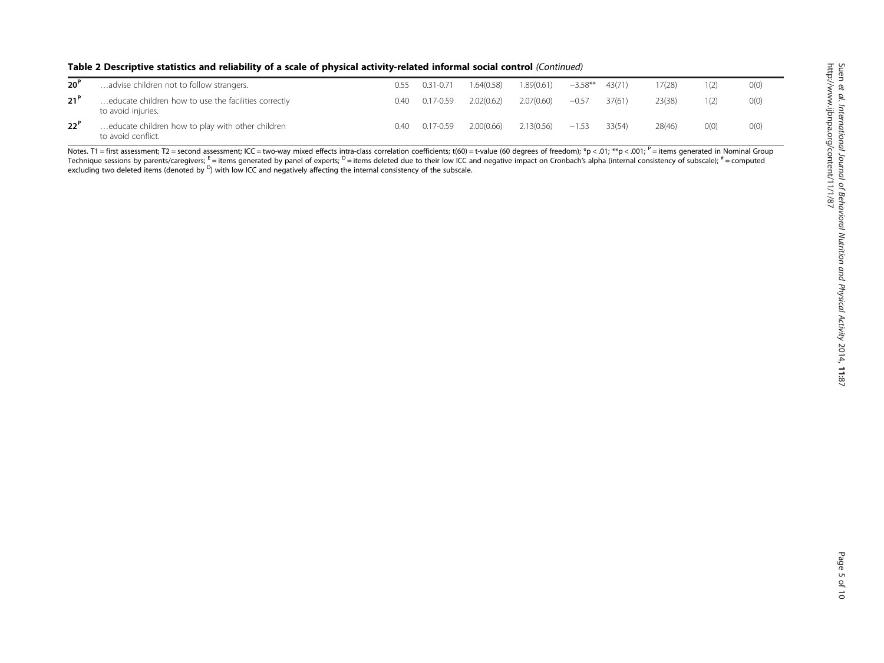**Table 2 Descriptive statistics and reliability of a scale of physical activity-related informal social control** *(Continued)*

| | | | | | | | | | | |
|---|---|---|---|---|---|---|---|---|---|---|
| **20**[P] | …advise children not to follow strangers. | 0.55 | 0.31-0.71 | 1.64(0.58) | 1.89(0.61) | −3.58** | 43(71) | 17(28) | 1(2) | 0(0) |
| **21**[P] | …educate children how to use the facilities correctly to avoid injuries. | 0.40 | 0.17-0.59 | 2.02(0.62) | 2.07(0.60) | −0.57 | 37(61) | 23(38) | 1(2) | 0(0) |
| **22**[P] | …educate children how to play with other children to avoid conflict. | 0.40 | 0.17-0.59 | 2.00(0.66) | 2.13(0.56) | −1.53 | 33(54) | 28(46) | 0(0) | 0(0) |

Notes. T1 = first assessment; T2 = second assessment; ICC = two-way mixed effects intra-class correlation coefficients; t(60) = t-value (60 degrees of freedom); *p < .01; **p < .001; [P] = items generated in Nominal Group Technique sessions by parents/caregivers; [E] = items generated by panel of experts; [D] = items deleted due to their low ICC and negative impact on Cronbach's alpha (internal consistency of subscale); [#] = computed excluding two deleted items (denoted by [D]) with low ICC and negatively affecting the internal consistency of the subscale.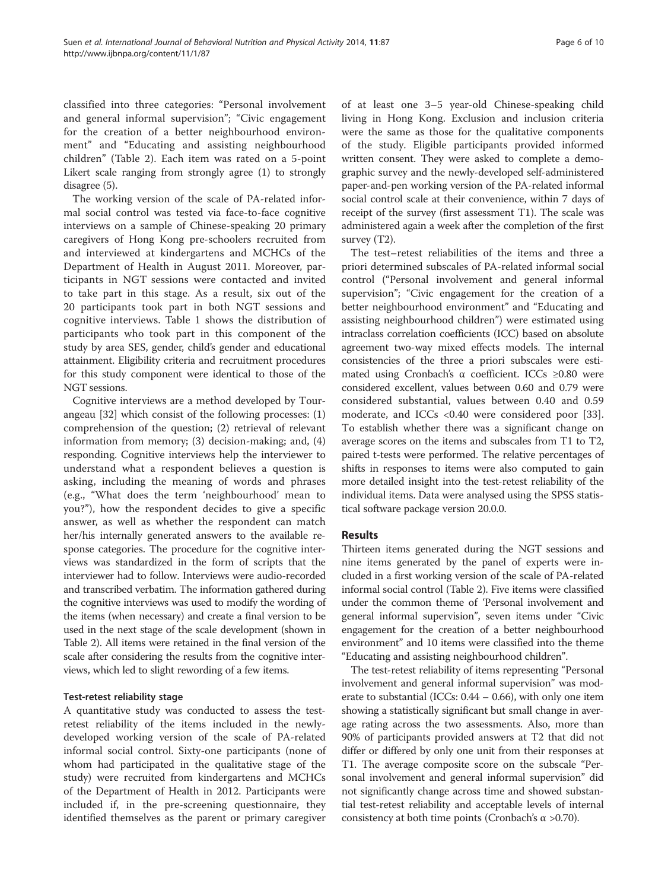classified into three categories: "Personal involvement and general informal supervision"; "Civic engagement for the creation of a better neighbourhood environment" and "Educating and assisting neighbourhood children" (Table 2). Each item was rated on a 5-point Likert scale ranging from strongly agree (1) to strongly disagree (5).

The working version of the scale of PA-related informal social control was tested via face-to-face cognitive interviews on a sample of Chinese-speaking 20 primary caregivers of Hong Kong pre-schoolers recruited from and interviewed at kindergartens and MCHCs of the Department of Health in August 2011. Moreover, participants in NGT sessions were contacted and invited to take part in this stage. As a result, six out of the 20 participants took part in both NGT sessions and cognitive interviews. Table 1 shows the distribution of participants who took part in this component of the study by area SES, gender, child's gender and educational attainment. Eligibility criteria and recruitment procedures for this study component were identical to those of the NGT sessions.

Cognitive interviews are a method developed by Tourangeau [32] which consist of the following processes: (1) comprehension of the question; (2) retrieval of relevant information from memory; (3) decision-making; and, (4) responding. Cognitive interviews help the interviewer to understand what a respondent believes a question is asking, including the meaning of words and phrases (e.g., "What does the term 'neighbourhood' mean to you?"), how the respondent decides to give a specific answer, as well as whether the respondent can match her/his internally generated answers to the available response categories. The procedure for the cognitive interviews was standardized in the form of scripts that the interviewer had to follow. Interviews were audio-recorded and transcribed verbatim. The information gathered during the cognitive interviews was used to modify the wording of the items (when necessary) and create a final version to be used in the next stage of the scale development (shown in Table 2). All items were retained in the final version of the scale after considering the results from the cognitive interviews, which led to slight rewording of a few items.

#### Test-retest reliability stage

A quantitative study was conducted to assess the test-retest reliability of the items included in the newly-developed working version of the scale of PA-related informal social control. Sixty-one participants (none of whom had participated in the qualitative stage of the study) were recruited from kindergartens and MCHCs of the Department of Health in 2012. Participants were included if, in the pre-screening questionnaire, they identified themselves as the parent or primary caregiver of at least one 3–5 year-old Chinese-speaking child living in Hong Kong. Exclusion and inclusion criteria were the same as those for the qualitative components of the study. Eligible participants provided informed written consent. They were asked to complete a demographic survey and the newly-developed self-administered paper-and-pen working version of the PA-related informal social control scale at their convenience, within 7 days of receipt of the survey (first assessment T1). The scale was administered again a week after the completion of the first survey (T2).

The test–retest reliabilities of the items and three a priori determined subscales of PA-related informal social control ("Personal involvement and general informal supervision"; "Civic engagement for the creation of a better neighbourhood environment" and "Educating and assisting neighbourhood children") were estimated using intraclass correlation coefficients (ICC) based on absolute agreement two-way mixed effects models. The internal consistencies of the three a priori subscales were estimated using Cronbach's α coefficient. ICCs ≥0.80 were considered excellent, values between 0.60 and 0.79 were considered substantial, values between 0.40 and 0.59 moderate, and ICCs <0.40 were considered poor [33]. To establish whether there was a significant change on average scores on the items and subscales from T1 to T2, paired t-tests were performed. The relative percentages of shifts in responses to items were also computed to gain more detailed insight into the test-retest reliability of the individual items. Data were analysed using the SPSS statistical software package version 20.0.0.

## Results

Thirteen items generated during the NGT sessions and nine items generated by the panel of experts were included in a first working version of the scale of PA-related informal social control (Table 2). Five items were classified under the common theme of 'Personal involvement and general informal supervision", seven items under "Civic engagement for the creation of a better neighbourhood environment" and 10 items were classified into the theme "Educating and assisting neighbourhood children".

The test-retest reliability of items representing "Personal involvement and general informal supervision" was moderate to substantial (ICCs: 0.44 – 0.66), with only one item showing a statistically significant but small change in average rating across the two assessments. Also, more than 90% of participants provided answers at T2 that did not differ or differed by only one unit from their responses at T1. The average composite score on the subscale "Personal involvement and general informal supervision" did not significantly change across time and showed substantial test-retest reliability and acceptable levels of internal consistency at both time points (Cronbach's α >0.70).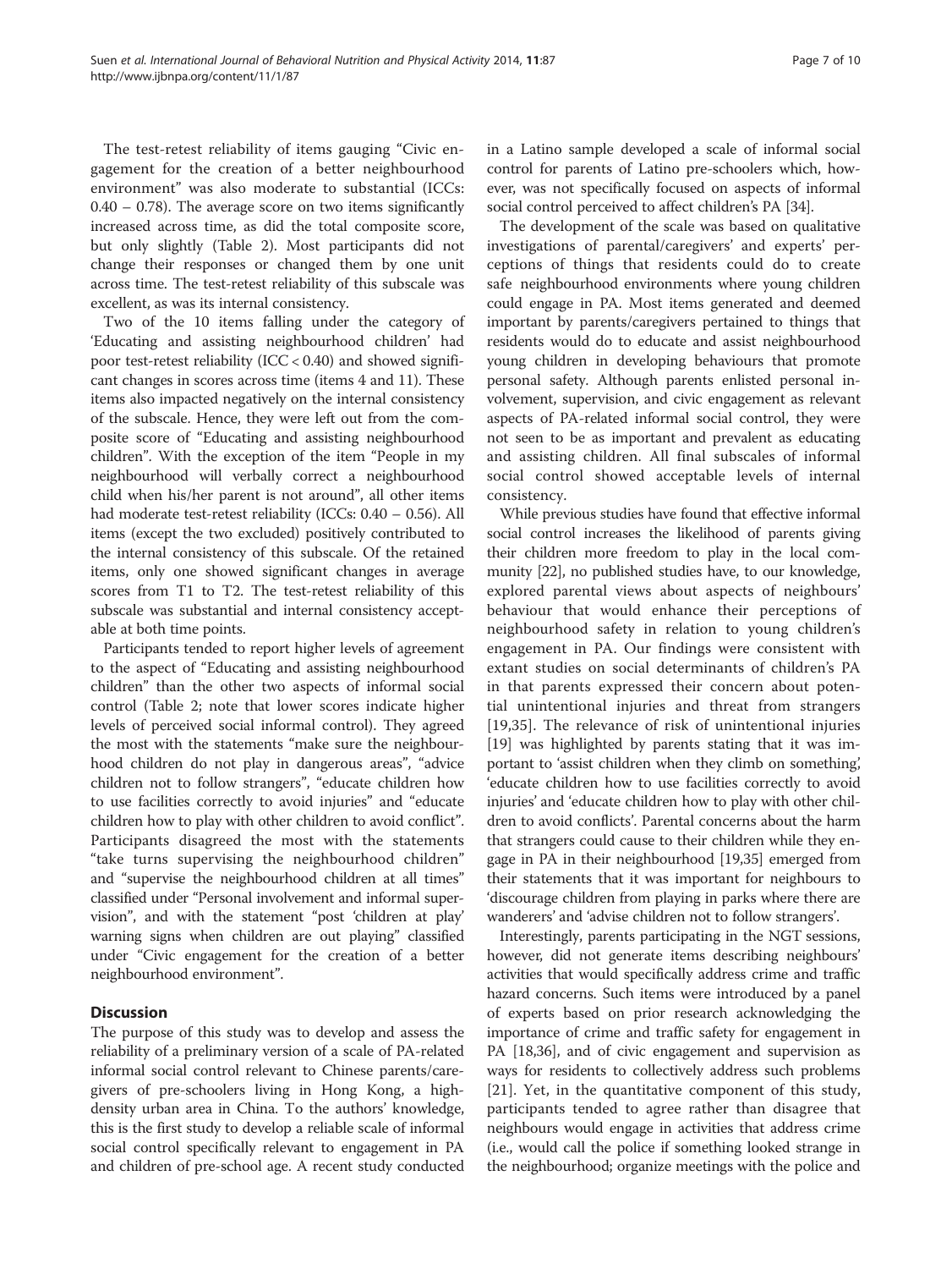The test-retest reliability of items gauging "Civic engagement for the creation of a better neighbourhood environment" was also moderate to substantial (ICCs: 0.40 – 0.78). The average score on two items significantly increased across time, as did the total composite score, but only slightly (Table 2). Most participants did not change their responses or changed them by one unit across time. The test-retest reliability of this subscale was excellent, as was its internal consistency.

Two of the 10 items falling under the category of 'Educating and assisting neighbourhood children' had poor test-retest reliability (ICC < 0.40) and showed significant changes in scores across time (items 4 and 11). These items also impacted negatively on the internal consistency of the subscale. Hence, they were left out from the composite score of "Educating and assisting neighbourhood children". With the exception of the item "People in my neighbourhood will verbally correct a neighbourhood child when his/her parent is not around", all other items had moderate test-retest reliability (ICCs: 0.40 – 0.56). All items (except the two excluded) positively contributed to the internal consistency of this subscale. Of the retained items, only one showed significant changes in average scores from T1 to T2. The test-retest reliability of this subscale was substantial and internal consistency acceptable at both time points.

Participants tended to report higher levels of agreement to the aspect of "Educating and assisting neighbourhood children" than the other two aspects of informal social control (Table 2; note that lower scores indicate higher levels of perceived social informal control). They agreed the most with the statements "make sure the neighbourhood children do not play in dangerous areas", "advice children not to follow strangers", "educate children how to use facilities correctly to avoid injuries" and "educate children how to play with other children to avoid conflict". Participants disagreed the most with the statements "take turns supervising the neighbourhood children" and "supervise the neighbourhood children at all times" classified under "Personal involvement and informal supervision", and with the statement "post 'children at play' warning signs when children are out playing" classified under "Civic engagement for the creation of a better neighbourhood environment".

## Discussion

The purpose of this study was to develop and assess the reliability of a preliminary version of a scale of PA-related informal social control relevant to Chinese parents/caregivers of pre-schoolers living in Hong Kong, a high-density urban area in China. To the authors' knowledge, this is the first study to develop a reliable scale of informal social control specifically relevant to engagement in PA and children of pre-school age. A recent study conducted in a Latino sample developed a scale of informal social control for parents of Latino pre-schoolers which, however, was not specifically focused on aspects of informal social control perceived to affect children's PA [34].

The development of the scale was based on qualitative investigations of parental/caregivers' and experts' perceptions of things that residents could do to create safe neighbourhood environments where young children could engage in PA. Most items generated and deemed important by parents/caregivers pertained to things that residents would do to educate and assist neighbourhood young children in developing behaviours that promote personal safety. Although parents enlisted personal involvement, supervision, and civic engagement as relevant aspects of PA-related informal social control, they were not seen to be as important and prevalent as educating and assisting children. All final subscales of informal social control showed acceptable levels of internal consistency.

While previous studies have found that effective informal social control increases the likelihood of parents giving their children more freedom to play in the local community [22], no published studies have, to our knowledge, explored parental views about aspects of neighbours' behaviour that would enhance their perceptions of neighbourhood safety in relation to young children's engagement in PA. Our findings were consistent with extant studies on social determinants of children's PA in that parents expressed their concern about potential unintentional injuries and threat from strangers [19,35]. The relevance of risk of unintentional injuries [19] was highlighted by parents stating that it was important to 'assist children when they climb on something', 'educate children how to use facilities correctly to avoid injuries' and 'educate children how to play with other children to avoid conflicts'. Parental concerns about the harm that strangers could cause to their children while they engage in PA in their neighbourhood [19,35] emerged from their statements that it was important for neighbours to 'discourage children from playing in parks where there are wanderers' and 'advise children not to follow strangers'.

Interestingly, parents participating in the NGT sessions, however, did not generate items describing neighbours' activities that would specifically address crime and traffic hazard concerns. Such items were introduced by a panel of experts based on prior research acknowledging the importance of crime and traffic safety for engagement in PA [18,36], and of civic engagement and supervision as ways for residents to collectively address such problems [21]. Yet, in the quantitative component of this study, participants tended to agree rather than disagree that neighbours would engage in activities that address crime (i.e., would call the police if something looked strange in the neighbourhood; organize meetings with the police and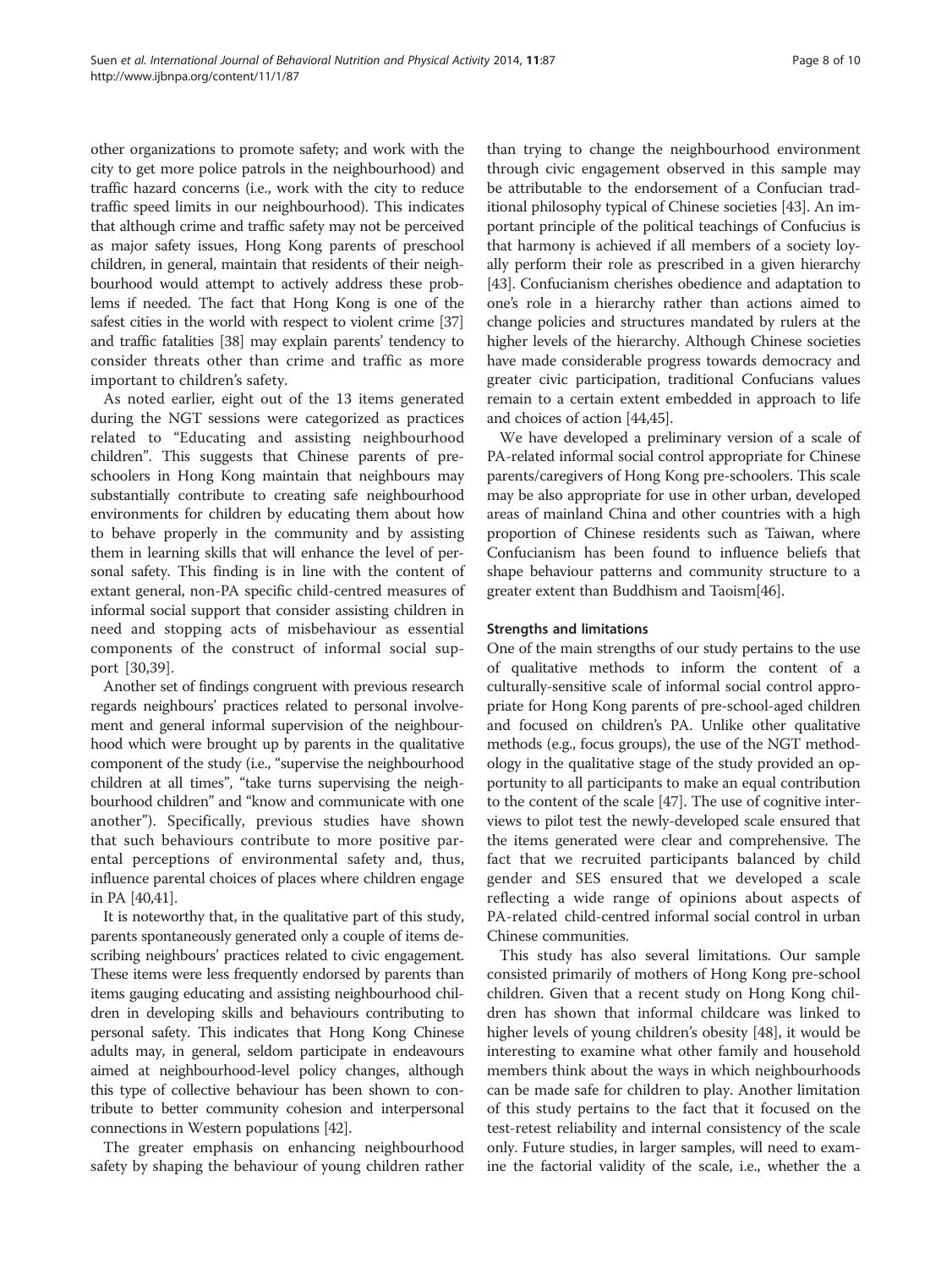other organizations to promote safety; and work with the city to get more police patrols in the neighbourhood) and traffic hazard concerns (i.e., work with the city to reduce traffic speed limits in our neighbourhood). This indicates that although crime and traffic safety may not be perceived as major safety issues, Hong Kong parents of preschool children, in general, maintain that residents of their neighbourhood would attempt to actively address these problems if needed. The fact that Hong Kong is one of the safest cities in the world with respect to violent crime [37] and traffic fatalities [38] may explain parents' tendency to consider threats other than crime and traffic as more important to children's safety.

As noted earlier, eight out of the 13 items generated during the NGT sessions were categorized as practices related to "Educating and assisting neighbourhood children". This suggests that Chinese parents of preschoolers in Hong Kong maintain that neighbours may substantially contribute to creating safe neighbourhood environments for children by educating them about how to behave properly in the community and by assisting them in learning skills that will enhance the level of personal safety. This finding is in line with the content of extant general, non-PA specific child-centred measures of informal social support that consider assisting children in need and stopping acts of misbehaviour as essential components of the construct of informal social support [30,39].

Another set of findings congruent with previous research regards neighbours' practices related to personal involvement and general informal supervision of the neighbourhood which were brought up by parents in the qualitative component of the study (i.e., "supervise the neighbourhood children at all times", "take turns supervising the neighbourhood children" and "know and communicate with one another"). Specifically, previous studies have shown that such behaviours contribute to more positive parental perceptions of environmental safety and, thus, influence parental choices of places where children engage in PA [40,41].

It is noteworthy that, in the qualitative part of this study, parents spontaneously generated only a couple of items describing neighbours' practices related to civic engagement. These items were less frequently endorsed by parents than items gauging educating and assisting neighbourhood children in developing skills and behaviours contributing to personal safety. This indicates that Hong Kong Chinese adults may, in general, seldom participate in endeavours aimed at neighbourhood-level policy changes, although this type of collective behaviour has been shown to contribute to better community cohesion and interpersonal connections in Western populations [42].

The greater emphasis on enhancing neighbourhood safety by shaping the behaviour of young children rather than trying to change the neighbourhood environment through civic engagement observed in this sample may be attributable to the endorsement of a Confucian traditional philosophy typical of Chinese societies [43]. An important principle of the political teachings of Confucius is that harmony is achieved if all members of a society loyally perform their role as prescribed in a given hierarchy [43]. Confucianism cherishes obedience and adaptation to one's role in a hierarchy rather than actions aimed to change policies and structures mandated by rulers at the higher levels of the hierarchy. Although Chinese societies have made considerable progress towards democracy and greater civic participation, traditional Confucians values remain to a certain extent embedded in approach to life and choices of action [44,45].

We have developed a preliminary version of a scale of PA-related informal social control appropriate for Chinese parents/caregivers of Hong Kong pre-schoolers. This scale may be also appropriate for use in other urban, developed areas of mainland China and other countries with a high proportion of Chinese residents such as Taiwan, where Confucianism has been found to influence beliefs that shape behaviour patterns and community structure to a greater extent than Buddhism and Taoism[46].

### Strengths and limitations

One of the main strengths of our study pertains to the use of qualitative methods to inform the content of a culturally-sensitive scale of informal social control appropriate for Hong Kong parents of pre-school-aged children and focused on children's PA. Unlike other qualitative methods (e.g., focus groups), the use of the NGT methodology in the qualitative stage of the study provided an opportunity to all participants to make an equal contribution to the content of the scale [47]. The use of cognitive interviews to pilot test the newly-developed scale ensured that the items generated were clear and comprehensive. The fact that we recruited participants balanced by child gender and SES ensured that we developed a scale reflecting a wide range of opinions about aspects of PA-related child-centred informal social control in urban Chinese communities.

This study has also several limitations. Our sample consisted primarily of mothers of Hong Kong pre-school children. Given that a recent study on Hong Kong children has shown that informal childcare was linked to higher levels of young children's obesity [48], it would be interesting to examine what other family and household members think about the ways in which neighbourhoods can be made safe for children to play. Another limitation of this study pertains to the fact that it focused on the test-retest reliability and internal consistency of the scale only. Future studies, in larger samples, will need to examine the factorial validity of the scale, i.e., whether the a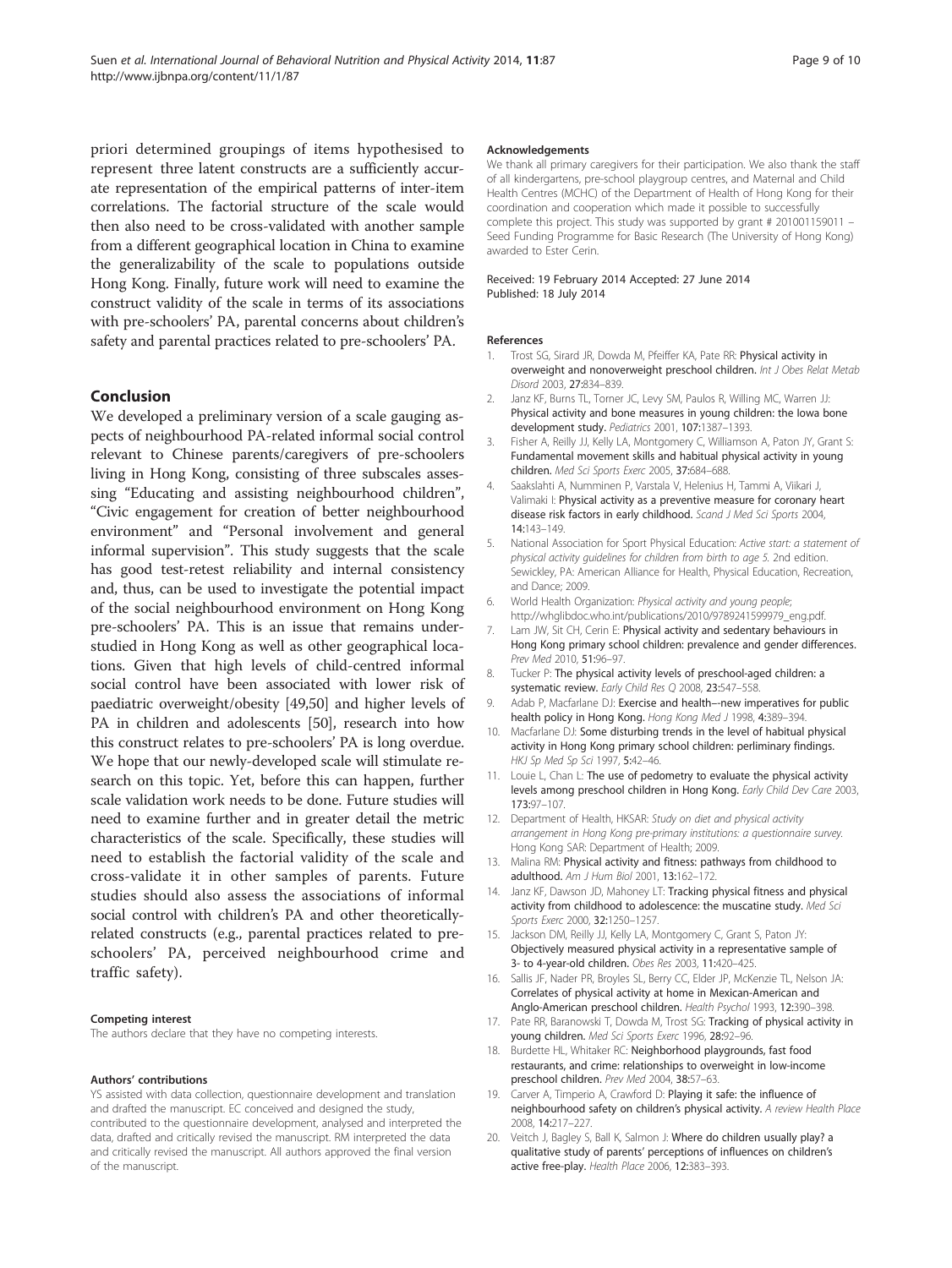priori determined groupings of items hypothesised to represent three latent constructs are a sufficiently accurate representation of the empirical patterns of inter-item correlations. The factorial structure of the scale would then also need to be cross-validated with another sample from a different geographical location in China to examine the generalizability of the scale to populations outside Hong Kong. Finally, future work will need to examine the construct validity of the scale in terms of its associations with pre-schoolers' PA, parental concerns about children's safety and parental practices related to pre-schoolers' PA.

## Conclusion

We developed a preliminary version of a scale gauging aspects of neighbourhood PA-related informal social control relevant to Chinese parents/caregivers of pre-schoolers living in Hong Kong, consisting of three subscales assessing "Educating and assisting neighbourhood children", "Civic engagement for creation of better neighbourhood environment" and "Personal involvement and general informal supervision". This study suggests that the scale has good test-retest reliability and internal consistency and, thus, can be used to investigate the potential impact of the social neighbourhood environment on Hong Kong pre-schoolers' PA. This is an issue that remains understudied in Hong Kong as well as other geographical locations. Given that high levels of child-centred informal social control have been associated with lower risk of paediatric overweight/obesity [49,50] and higher levels of PA in children and adolescents [50], research into how this construct relates to pre-schoolers' PA is long overdue. We hope that our newly-developed scale will stimulate research on this topic. Yet, before this can happen, further scale validation work needs to be done. Future studies will need to examine further and in greater detail the metric characteristics of the scale. Specifically, these studies will need to establish the factorial validity of the scale and cross-validate it in other samples of parents. Future studies should also assess the associations of informal social control with children's PA and other theoretically-related constructs (e.g., parental practices related to pre-schoolers' PA, perceived neighbourhood crime and traffic safety).

#### Competing interest

The authors declare that they have no competing interests.

#### Authors' contributions

YS assisted with data collection, questionnaire development and translation and drafted the manuscript. EC conceived and designed the study, contributed to the questionnaire development, analysed and interpreted the data, drafted and critically revised the manuscript. RM interpreted the data and critically revised the manuscript. All authors approved the final version of the manuscript.

#### Acknowledgements

We thank all primary caregivers for their participation. We also thank the staff of all kindergartens, pre-school playgroup centres, and Maternal and Child Health Centres (MCHC) of the Department of Health of Hong Kong for their coordination and cooperation which made it possible to successfully complete this project. This study was supported by grant # 201001159011 – Seed Funding Programme for Basic Research (The University of Hong Kong) awarded to Ester Cerin.

Received: 19 February 2014 Accepted: 27 June 2014
Published: 18 July 2014

#### References

1. Trost SG, Sirard JR, Dowda M, Pfeiffer KA, Pate RR: **Physical activity in overweight and nonoverweight preschool children.** *Int J Obes Relat Metab Disord* 2003, **27**:834–839.
2. Janz KF, Burns TL, Torner JC, Levy SM, Paulos R, Willing MC, Warren JJ: **Physical activity and bone measures in young children: the Iowa bone development study.** *Pediatrics* 2001, **107**:1387–1393.
3. Fisher A, Reilly JJ, Kelly LA, Montgomery C, Williamson A, Paton JY, Grant S: **Fundamental movement skills and habitual physical activity in young children.** *Med Sci Sports Exerc* 2005, **37**:684–688.
4. Saakslahti A, Numminen P, Varstala V, Helenius H, Tammi A, Viikari J, Valimaki I: **Physical activity as a preventive measure for coronary heart disease risk factors in early childhood.** *Scand J Med Sci Sports* 2004, **14**:143–149.
5. National Association for Sport Physical Education: *Active start: a statement of physical activity guidelines for children from birth to age 5.* 2nd edition. Sewickley, PA: American Alliance for Health, Physical Education, Recreation, and Dance; 2009.
6. World Health Organization: *Physical activity and young people*; http://whqlibdoc.who.int/publications/2010/9789241599979_eng.pdf.
7. Lam JW, Sit CH, Cerin E: **Physical activity and sedentary behaviours in Hong Kong primary school children: prevalence and gender differences.** *Prev Med* 2010, **51**:96–97.
8. Tucker P: **The physical activity levels of preschool-aged children: a systematic review.** *Early Child Res Q* 2008, **23**:547–558.
9. Adab P, Macfarlane DJ: **Exercise and health–-new imperatives for public health policy in Hong Kong.** *Hong Kong Med J* 1998, **4**:389–394.
10. Macfarlane DJ: **Some disturbing trends in the level of habitual physical activity in Hong Kong primary school children: perliminary findings.** *HKJ Sp Med Sp Sci* 1997, **5**:42–46.
11. Louie L, Chan L: **The use of pedometry to evaluate the physical activity levels among preschool children in Hong Kong.** *Early Child Dev Care* 2003, **173**:97–107.
12. Department of Health, HKSAR: *Study on diet and physical activity arrangement in Hong Kong pre-primary institutions: a questionnaire survey.* Hong Kong SAR: Department of Health; 2009.
13. Malina RM: **Physical activity and fitness: pathways from childhood to adulthood.** *Am J Hum Biol* 2001, **13**:162–172.
14. Janz KF, Dawson JD, Mahoney LT: **Tracking physical fitness and physical activity from childhood to adolescence: the muscatine study.** *Med Sci Sports Exerc* 2000, **32**:1250–1257.
15. Jackson DM, Reilly JJ, Kelly LA, Montgomery C, Grant S, Paton JY: **Objectively measured physical activity in a representative sample of 3- to 4-year-old children.** *Obes Res* 2003, **11**:420–425.
16. Sallis JF, Nader PR, Broyles SL, Berry CC, Elder JP, McKenzie TL, Nelson JA: **Correlates of physical activity at home in Mexican-American and Anglo-American preschool children.** *Health Psychol* 1993, **12**:390–398.
17. Pate RR, Baranowski T, Dowda M, Trost SG: **Tracking of physical activity in young children.** *Med Sci Sports Exerc* 1996, **28**:92–96.
18. Burdette HL, Whitaker RC: **Neighborhood playgrounds, fast food restaurants, and crime: relationships to overweight in low-income preschool children.** *Prev Med* 2004, **38**:57–63.
19. Carver A, Timperio A, Crawford D: **Playing it safe: the influence of neighbourhood safety on children's physical activity.** *A review Health Place* 2008, **14**:217–227.
20. Veitch J, Bagley S, Ball K, Salmon J: **Where do children usually play? a qualitative study of parents' perceptions of influences on children's active free-play.** *Health Place* 2006, **12**:383–393.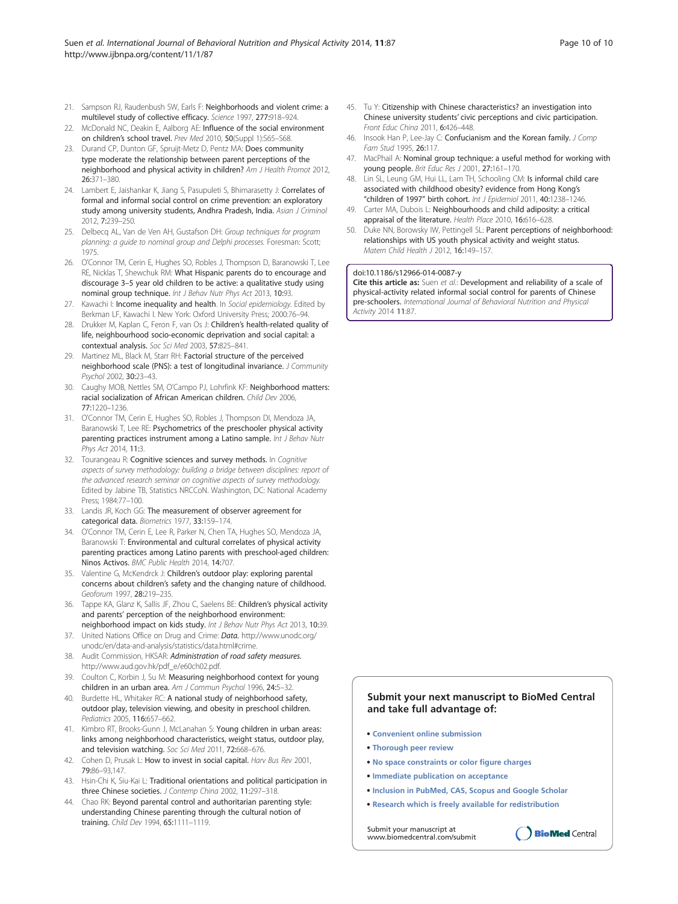21. Sampson RJ, Raudenbush SW, Earls F: **Neighborhoods and violent crime: a multilevel study of collective efficacy.** *Science* 1997, **277:**918–924.
22. McDonald NC, Deakin E, Aalborg AE: **Influence of the social environment on children's school travel.** *Prev Med* 2010, **50**(Suppl 1):S65–S68.
23. Durand CP, Dunton GF, Spruijt-Metz D, Pentz MA: **Does community type moderate the relationship between parent perceptions of the neighborhood and physical activity in children?** *Am J Health Promot* 2012, **26:**371–380.
24. Lambert E, Jaishankar K, Jiang S, Pasupuleti S, Bhimarasetty J: **Correlates of formal and informal social control on crime prevention: an exploratory study among university students, Andhra Pradesh, India.** *Asian J Criminol* 2012, **7:**239–250.
25. Delbecq AL, Van de Ven AH, Gustafson DH: *Group techniques for program planning: a guide to nominal group and Delphi processes.* Foresman: Scott; 1975.
26. O'Connor TM, Cerin E, Hughes SO, Robles J, Thompson D, Baranowski T, Lee RE, Nicklas T, Shewchuk RM: **What Hispanic parents do to encourage and discourage 3–5 year old children to be active: a qualitative study using nominal group technique.** *Int J Behav Nutr Phys Act* 2013, **10:**93.
27. Kawachi I: **Income inequality and health.** In *Social epidemiology.* Edited by Berkman LF, Kawachi I. New York: Oxford University Press; 2000:76–94.
28. Drukker M, Kaplan C, Feron F, van Os J: **Children's health-related quality of life, neighbourhood socio-economic deprivation and social capital: a contextual analysis.** *Soc Sci Med* 2003, **57:**825–841.
29. Martinez ML, Black M, Starr RH: **Factorial structure of the perceived neighborhood scale (PNS): a test of longitudinal invariance.** *J Community Psychol* 2002, **30:**23–43.
30. Caughy MOB, Nettles SM, O'Campo PJ, Lohrfink KF: **Neighborhood matters: racial socialization of African American children.** *Child Dev* 2006, **77:**1220–1236.
31. O'Connor TM, Cerin E, Hughes SO, Robles J, Thompson DI, Mendoza JA, Baranowski T, Lee RE: **Psychometrics of the preschooler physical activity parenting practices instrument among a Latino sample.** *Int J Behav Nutr Phys Act* 2014, **11:**3.
32. Tourangeau R: **Cognitive sciences and survey methods.** In *Cognitive aspects of survey methodology: building a bridge between disciplines: report of the advanced research seminar on cognitive aspects of survey methodology.* Edited by Jabine TB, Statistics NRCCoN. Washington, DC: National Academy Press; 1984:77–100.
33. Landis JR, Koch GG: **The measurement of observer agreement for categorical data.** *Biometrics* 1977, **33:**159–174.
34. O'Connor TM, Cerin E, Lee R, Parker N, Chen TA, Hughes SO, Mendoza JA, Baranowski T: **Environmental and cultural correlates of physical activity parenting practices among Latino parents with preschool-aged children: Ninos Activos.** *BMC Public Health* 2014, **14:**707.
35. Valentine G, McKendrck J: **Children's outdoor play: exploring parental concerns about children's safety and the changing nature of childhood.** *Geoforum* 1997, **28:**219–235.
36. Tappe KA, Glanz K, Sallis JF, Zhou C, Saelens BE: **Children's physical activity and parents' perception of the neighborhood environment: neighborhood impact on kids study.** *Int J Behav Nutr Phys Act* 2013, **10:**39.
37. United Nations Office on Drug and Crime: ***Data.*** http://www.unodc.org/unodc/en/data-and-analysis/statistics/data.html#crime.
38. Audit Commission, HKSAR: ***Administration of road safety measures.*** http://www.aud.gov.hk/pdf_e/e60ch02.pdf.
39. Coulton C, Korbin J, Su M: **Measuring neighborhood context for young children in an urban area.** *Am J Commun Psychol* 1996, **24:**5–32.
40. Burdette HL, Whitaker RC: **A national study of neighborhood safety, outdoor play, television viewing, and obesity in preschool children.** *Pediatrics* 2005, **116:**657–662.
41. Kimbro RT, Brooks-Gunn J, McLanahan S: **Young children in urban areas: links among neighborhood characteristics, weight status, outdoor play, and television watching.** *Soc Sci Med* 2011, **72:**668–676.
42. Cohen D, Prusak L: **How to invest in social capital.** *Harv Bus Rev* 2001, **79:**86–93,147.
43. Hsin-Chi K, Siu-Kai L: **Traditional orientations and political participation in three Chinese societies.** *J Contemp China* 2002, **11:**297–318.
44. Chao RK: **Beyond parental control and authoritarian parenting style: understanding Chinese parenting through the cultural notion of training.** *Child Dev* 1994, **65:**1111–1119.
45. Tu Y: **Citizenship with Chinese characteristics? an investigation into Chinese university students' civic perceptions and civic participation.** *Front Educ China* 2011, **6:**426–448.
46. Insook Han P, Lee-Jay C: **Confucianism and the Korean family.** *J Comp Fam Stud* 1995, **26:**117.
47. MacPhail A: **Nominal group technique: a useful method for working with young people.** *Brit Educ Res J* 2001, **27:**161–170.
48. Lin SL, Leung GM, Hui LL, Lam TH, Schooling CM: **Is informal child care associated with childhood obesity? evidence from Hong Kong's "children of 1997" birth cohort.** *Int J Epidemiol* 2011, **40:**1238–1246.
49. Carter MA, Dubois L: **Neighbourhoods and child adiposity: a critical appraisal of the literature.** *Health Place* 2010, **16:**616–628.
50. Duke NN, Borowsky IW, Pettingell SL: **Parent perceptions of neighborhood: relationships with US youth physical activity and weight status.** *Matern Child Health J* 2012, **16:**149–157.

doi:10.1186/s12966-014-0087-y
**Cite this article as:** Suen *et al.*: Development and reliability of a scale of physical-activity related informal social control for parents of Chinese pre-schoolers. *International Journal of Behavioral Nutrition and Physical Activity* 2014 **11**:87.

**Submit your next manuscript to BioMed Central and take full advantage of:**

- **Convenient online submission**
- **Thorough peer review**
- **No space constraints or color figure charges**
- **Immediate publication on acceptance**
- **Inclusion in PubMed, CAS, Scopus and Google Scholar**
- **Research which is freely available for redistribution**

Submit your manuscript at www.biomedcentral.com/submit

BioMed Central